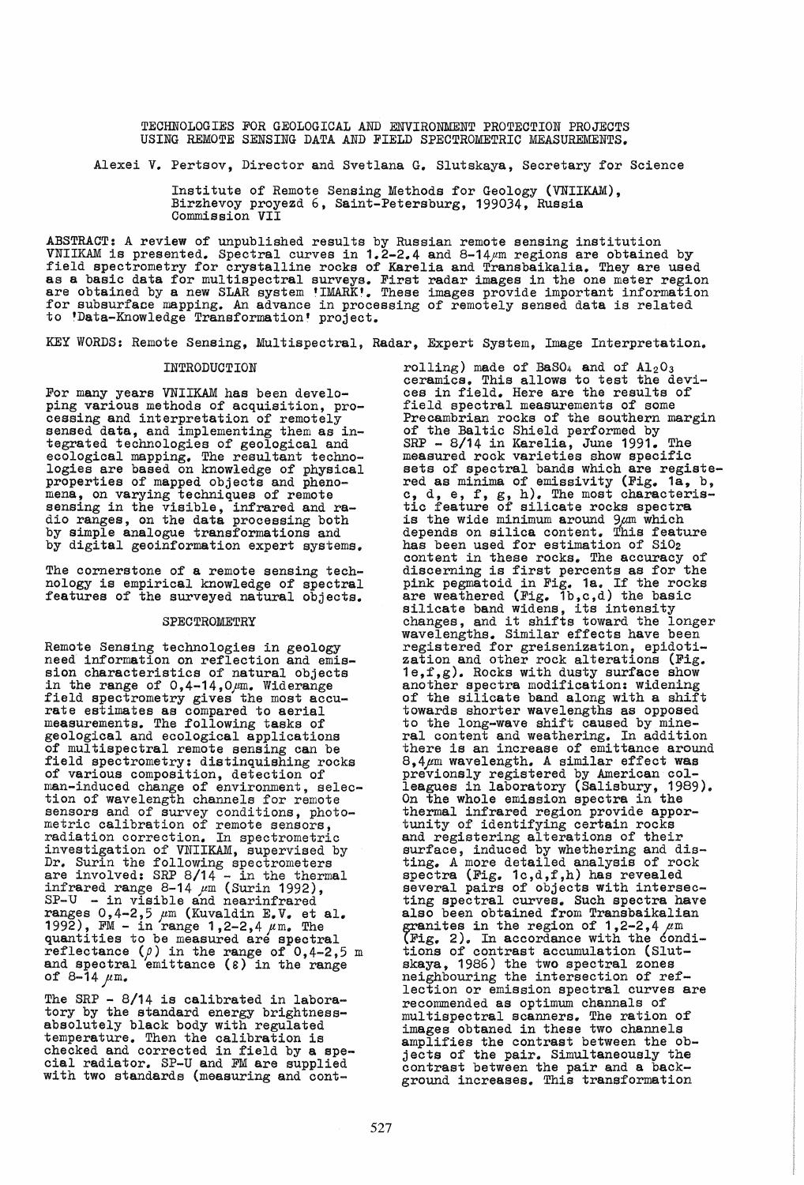# TECHNOLOGIES FOR GEOLOGICAL AND ENVIRONMENT PROTECTION PROJECTS USING REMOTE SENSING DATA AND FIELD SPECTROMETRIC MEASUREMENTS.

Alexei V. Pertsov, Director and Svetlana G. Slutskaya, Secretary for Science

Institute of Remote Sensing Methods for Geology (VNIIKAM),
Birzhevoy proyezd 6, Saint-Petersburg, 199034, Russia
Commission VII

ABSTRACT: A review of unpublished results by Russian remote sensing institution VNIIKAM is presented. Spectral curves in 1.2-2.4 and 8-14$\mu$m regions are obtained by field spectrometry for crystalline rocks of Karelia and Transbaikalia. They are used as a basic data for multispectral surveys. First radar images in the one meter region are obtained by a new SLAR system 'IMARK'. These images provide important information for subsurface mapping. An advance in processing of remotely sensed data is related to 'Data-Knowledge Transformation' project.

KEY WORDS: Remote Sensing, Multispectral, Radar, Expert System, Image Interpretation.

## INTRODUCTION

For many years VNIIKAM has been developing various methods of acquisition, processing and interpretation of remotely sensed data, and implementing them as integrated technologies of geological and ecological mapping. The resultant technologies are based on knowledge of physical properties of mapped objects and phenomena, on varying techniques of remote sensing in the visible, infrared and radio ranges, on the data processing both by simple analogue transformations and by digital geoinformation expert systems.

The cornerstone of a remote sensing technology is empirical knowledge of spectral features of the surveyed natural objects.

## SPECTROMETRY

Remote Sensing technologies in geology need information on reflection and emission characteristics of natural objects in the range of 0,4-14,0$\mu$m. Widerange field spectrometry gives the most accurate estimates as compared to aerial measurements. The following tasks of geological and ecological applications of multispectral remote sensing can be field spectrometry: distinquishing rocks of various composition, detection of man-induced change of environment, selection of wavelength channels for remote sensors and of survey conditions, photometric calibration of remote sensors, radiation correction. In spectrometric investigation of VNIIKAM, supervised by Dr. Surin the following spectrometers are involved: SRP 8/14 - in the thermal infrared range 8-14 $\mu$m (Surin 1992), SP-U - in visible and nearinfrared ranges 0,4-2,5 $\mu$m (Kuvaldin E.V. et al. 1992), FM - in range 1,2-2,4 $\mu$m. The quantities to be measured are spectral reflectance ($\rho$) in the range of 0,4-2,5 m and spectral emittance ($\varepsilon$) in the range of 8-14 $\mu$m.

The SRP - 8/14 is calibrated in laboratory by the standard energy brightness-absolutely black body with regulated temperature. Then the calibration is checked and corrected in field by a special radiator. SP-U and FM are supplied with two standards (measuring and controlling) made of $BaSO_4$ and of $Al_2O_3$ ceramics. This allows to test the devices in field. Here are the results of field spectral measurements of some Precambrian rocks of the southern margin of the Baltic Shield performed by SRP - 8/14 in Karelia, June 1991. The measured rock varieties show specific sets of spectral bands which are registered as minima of emissivity (Fig. 1a, b, c, d, e, f, g, h). The most characteristic feature of silicate rocks spectra is the wide minimum around 9$\mu$m which depends on silica content. This feature has been used for estimation of $SiO_2$ content in these rocks. The accuracy of discerning is first percents as for the pink pegmatoid in Fig. 1a. If the rocks are weathered (Fig. 1b,c,d) the basic silicate band widens, its intensity changes, and it shifts toward the longer wavelengths. Similar effects have been registered for greisenization, epidotization and other rock alterations (Fig. 1e,f,g). Rocks with dusty surface show another spectra modification: widening of the silicate band along with a shift towards shorter wavelengths as opposed to the long-wave shift caused by mineral content and weathering. In addition there is an increase of emittance around 8,4$\mu$m wavelength. A similar effect was previously registered by American colleagues in laboratory (Salisbury, 1989). On the whole emission spectra in the thermal infrared region provide apportunity of identifying certain rocks and registering alterations of their surface, induced by whethering and disting. A more detailed analysis of rock spectra (Fig. 1c,d,f,h) has revealed several pairs of objects with intersecting spectral curves. Such spectra have also been obtained from Transbaikalian granites in the region of 1,2-2,4 $\mu$m (Fig. 2). In accordance with the conditions of contrast accumulation (Slutskaya, 1986) the two spectral zones neighbouring the intersection of reflection or emission spectral curves are recommended as optimum channels of multispectral scanners. The ration of images obtaned in these two channels amplifies the contrast between the objects of the pair. Simultaneously the contrast between the pair and a background increases. This transformation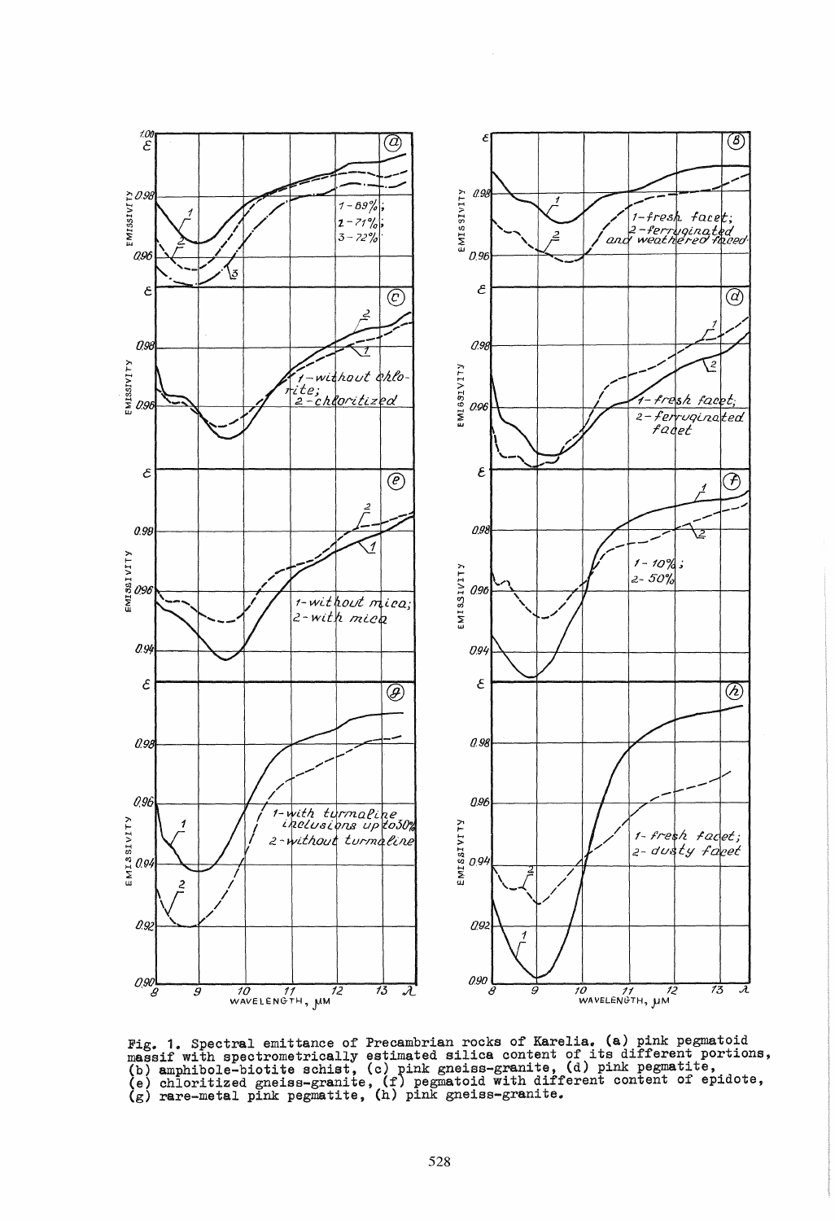Fig. 1. Spectral emittance of Precambrian rocks of Karelia. (a) pink pegmatoid massif with spectrometrically estimated silica content of its different portions, (b) amphibole-biotite schist, (c) pink gneiss-granite, (d) pink pegmatite, (e) chloritized gneiss-granite, (f) pegmatoid with different content of epidote, (g) rare-metal pink pegmatite, (h) pink gneiss-granite.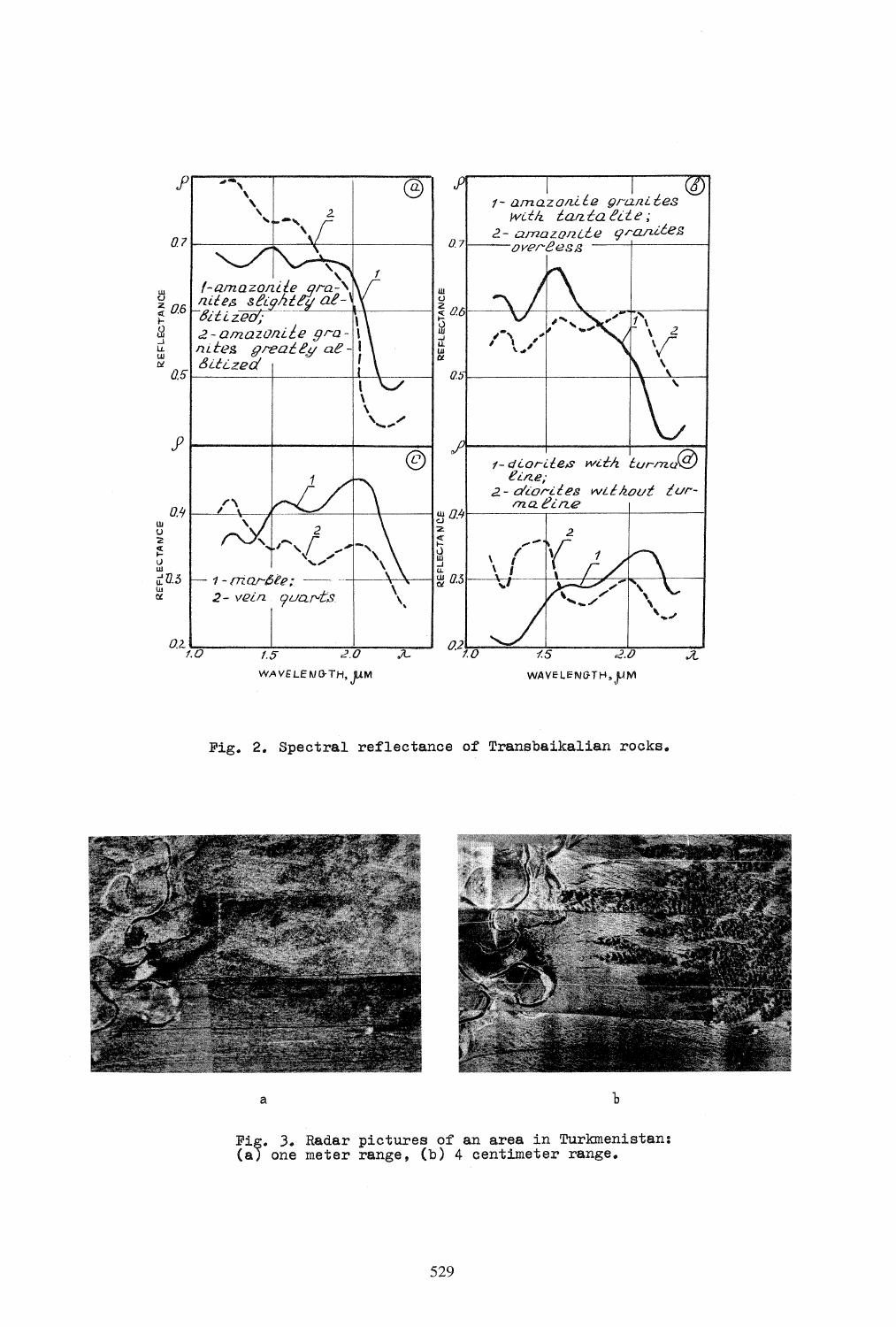Fig. 2. Spectral reflectance of Transbaikalian rocks.

Fig. 3. Radar pictures of an area in Turkmenistan: (a) one meter range, (b) 4 centimeter range.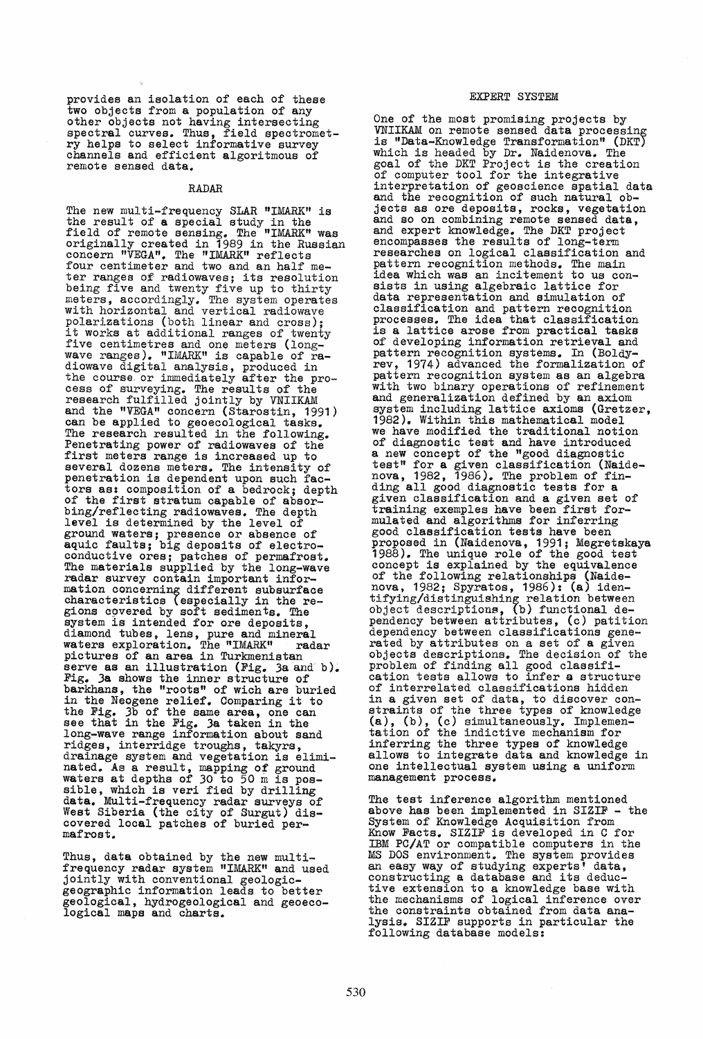provides an isolation of each of these two objects from a population of any other objects not having intersecting spectral curves. Thus, field spectrometry helps to select informative survey channels and efficient algoritmous of remote sensed data.

## RADAR

The new multi-frequency SLAR "IMARK" is the result of a special study in the field of remote sensing. The "IMARK" was originally created in 1989 in the Russian concern "VEGA". The "IMARK" reflects four centimeter and two and an half meter ranges of radiowaves; its resolution being five and twenty five up to thirty meters, accordingly. The system operates with horizontal and vertical radiowave polarizations (both linear and cross); it works at additional ranges of twenty five centimetres and one meters (long-wave ranges). "IMARK" is capable of radiowave digital analysis, produced in the course or immediately after the process of surveying. The results of the research fulfilled jointly by VNIIKAM and the "VEGA" concern (Starostin, 1991) can be applied to geoecological tasks. The research resulted in the following. Penetrating power of radiowaves of the first meters range is increased up to several dozens meters. The intensity of penetration is dependent upon such factors as: composition of a bedrock; depth of the first stratum capable of absorbing/reflecting radiowaves. The depth level is determined by the level of ground waters; presence or absence of aquic faults; big deposits of electro-conductive ores; patches of permafrost. The materials supplied by the long-wave radar survey contain important information concerning different subsurface characteristics (especially in the regions covered by soft sediments. The system is intended for ore deposits, diamond tubes, lens, pure and mineral waters exploration. The "IMARK" radar pictures of an area in Turkmenistan serve as an illustration (Fig. 3a and b). Fig. 3a shows the inner structure of barkhans, the "roots" of wich are buried in the Neogene relief. Comparing it to the Fig. 3b of the same area, one can see that in the Fig. 3a taken in the long-wave range information about sand ridges, interridge troughs, takyrs, drainage system and vegetation is eliminated. As a result, mapping of ground waters at depths of 30 to 50 m is possible, which is veri fied by drilling data. Multi-frequency radar surveys of West Siberia (the city of Surgut) discovered local patches of buried permafrost.

Thus, data obtained by the new multi-frequency radar system "IMARK" and used jointly with conventional geologic-geographic information leads to better geological, hydrogeological and geoecological maps and charts.

## EXPERT SYSTEM

One of the most promising projects by VNIIKAM on remote sensed data processing is "Data-Knowledge Transformation" (DKT) which is headed by Dr. Naidenova. The goal of the DKT Project is the creation of computer tool for the integrative interpretation of geoscience spatial data and the recognition of such natural objects as ore deposits, rocks, vegetation and so on combining remote sensed data, and expert knowledge. The DKT project encompasses the results of long-term researches on logical classification and pattern recognition methods. The main idea which was an incitement to us consists in using algebraic lattice for data representation and simulation of classification and pattern recognition processes. The idea that classification is a lattice arose from practical tasks of developing information retrieval and pattern recognition systems. In (Boldyrev, 1974) advanced the formalization of pattern recognition system as an algebra with two binary operations of refinement and generalization defined by an axiom system including lattice axioms (Gretzer, 1982). Within this mathematical model we have modified the traditional notion of diagnostic test and have introduced a new concept of the "good diagnostic test" for a given classification (Naidenova, 1982, 1986). The problem of finding all good diagnostic tests for a given classification and a given set of training exemples have been first formulated and algorithms for inferring good classification tests have been proposed in (Naidenova, 1991; Megretskaya 1988). The unique role of the good test concept is explained by the equivalence of the following relationships (Naidenova, 1982; Spyratos, 1986): (a) identifying/distinguishing relation between object descriptions, (b) functional dependency between attributes, (c) patition dependency between classifications generated by attributes on a set of a given objects descriptions. The decision of the problem of finding all good classification tests allows to infer a structure of interrelated classifications hidden in a given set of data, to discover constraints of the three types of knowledge (a), (b), (c) simultaneously. Implementation of the indictive mechanism for inferring the three types of knowledge allows to integrate data and knowledge in one intellectual system using a uniform management process.

The test inference algorithm mentioned above has been implemented in SIZIF - the System of Knowledge Acquisition from Know Facts. SIZIF is developed in C for IBM PC/AT or compatible computers in the MS DOS environment. The system provides an easy way of studying experts' data, constructing a database and its deductive extension to a knowledge base with the mechanisms of logical inference over the constraints obtained from data analysis. SIZIF supports in particular the following database models: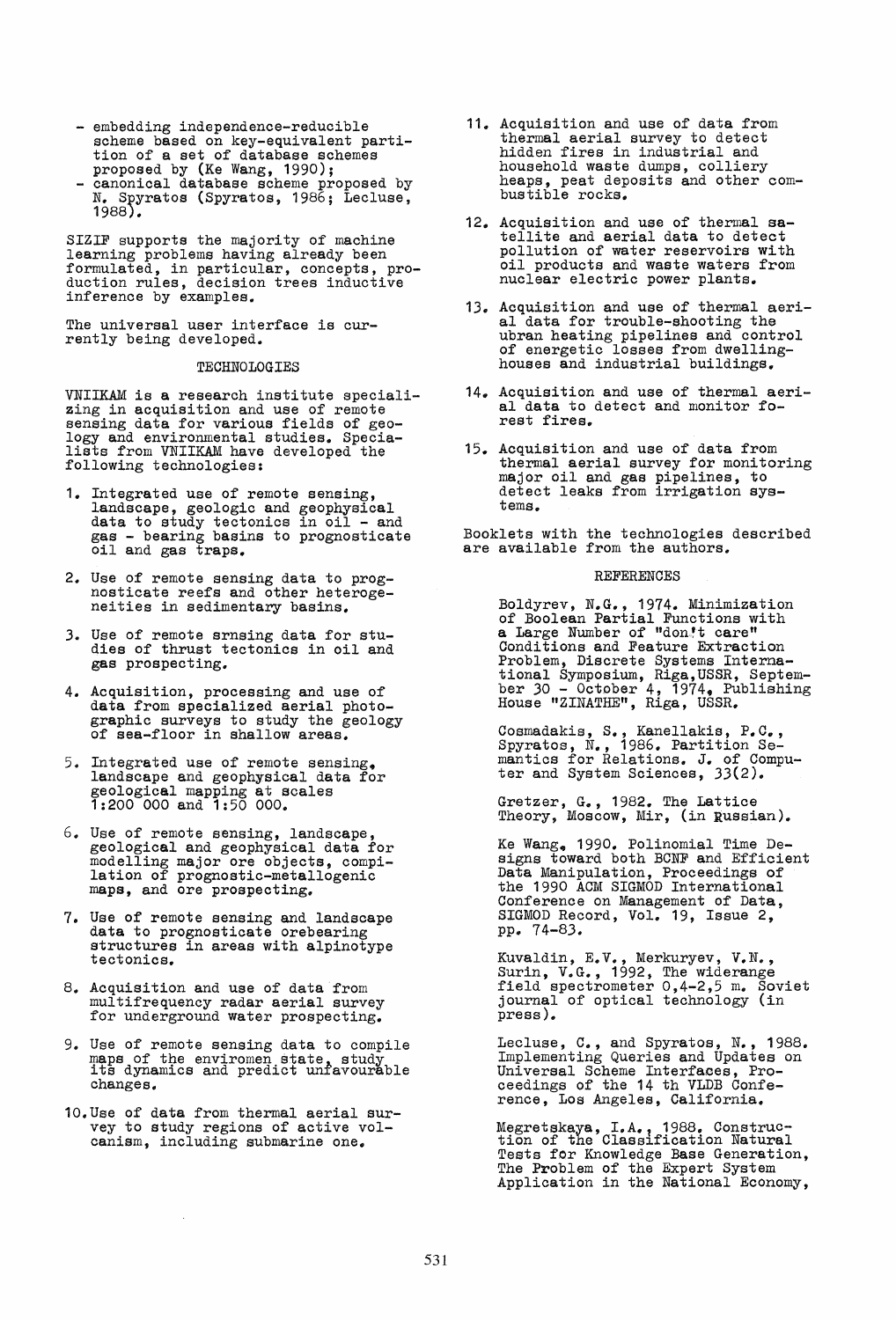- embedding independence-reducible scheme based on key-equivalent partition of a set of database schemes proposed by (Ke Wang, 1990);
- canonical database scheme proposed by N. Spyratos (Spyratos, 1986; Lecluse, 1988).

SIZIF supports the majority of machine learning problems having already been formulated, in particular, concepts, production rules, decision trees inductive inference by examples.

The universal user interface is currently being developed.

## TECHNOLOGIES

VNIIKAM is a research institute specializing in acquisition and use of remote sensing data for various fields of geology and environmental studies. Specialists from VNIIKAM have developed the following technologies:

1. Integrated use of remote sensing, landscape, geologic and geophysical data to study tectonics in oil - and gas - bearing basins to prognosticate oil and gas traps.
2. Use of remote sensing data to prognosticate reefs and other heterogeneities in sedimentary basins.
3. Use of remote srnsing data for studies of thrust tectonics in oil and gas prospecting.
4. Acquisition, processing and use of data from specialized aerial photographic surveys to study the geology of sea-floor in shallow areas.
5. Integrated use of remote sensing, landscape and geophysical data for geological mapping at scales 1:200 000 and 1:50 000.
6. Use of remote sensing, landscape, geological and geophysical data for modelling major ore objects, compilation of prognostic-metallogenic maps, and ore prospecting.
7. Use of remote sensing and landscape data to prognosticate orebearing structures in areas with alpinotype tectonics.
8. Acquisition and use of data from multifrequency radar aerial survey for underground water prospecting.
9. Use of remote sensing data to compile maps of the enviromen state, study its dynamics and predict unfavourable changes.
10. Use of data from thermal aerial survey to study regions of active volcanism, including submarine one.
11. Acquisition and use of data from thermal aerial survey to detect hidden fires in industrial and household waste dumps, colliery heaps, peat deposits and other combustible rocks.
12. Acquisition and use of thermal satellite and aerial data to detect pollution of water reservoirs with oil products and waste waters from nuclear electric power plants.
13. Acquisition and use of thermal aerial data for trouble-shooting the ubran heating pipelines and control of energetic losses from dwelling-houses and industrial buildings.
14. Acquisition and use of thermal aerial data to detect and monitor forest fires.
15. Acquisition and use of data from thermal aerial survey for monitoring major oil and gas pipelines, to detect leaks from irrigation systems.

Booklets with the technologies described are available from the authors.

## REFERENCES

Boldyrev, N.G., 1974. Minimization of Boolean Partial Functions with a Large Number of "don't care" Conditions and Feature Extraction Problem, Discrete Systems International Symposium, Riga, USSR, September 30 - October 4, 1974, Publishing House "ZINATHE", Riga, USSR.

Cosmadakis, S., Kanellakis, P.C., Spyratos, N., 1986. Partition Semantics for Relations. J. of Computer and System Sciences, 33(2).

Gretzer, G., 1982. The Lattice Theory, Moscow, Mir, (in Russian).

Ke Wang, 1990. Polinomial Time Designs toward both BCNF and Efficient Data Manipulation, Proceedings of the 1990 ACM SIGMOD International Conference on Management of Data, SIGMOD Record, Vol. 19, Issue 2, pp. 74-83.

Kuvaldin, E.V., Merkuryev, V.N., Surin, V.G., 1992, The widerange field spectrometer 0,4-2,5 m. Soviet journal of optical technology (in press).

Lecluse, C., and Spyratos, N., 1988. Implementing Queries and Updates on Universal Scheme Interfaces, Proceedings of the 14 th VLDB Conference, Los Angeles, California.

Megretskaya, I.A., 1988. Construction of the Classification Natural Tests for Knowledge Base Generation, The Problem of the Expert System Application in the National Economy,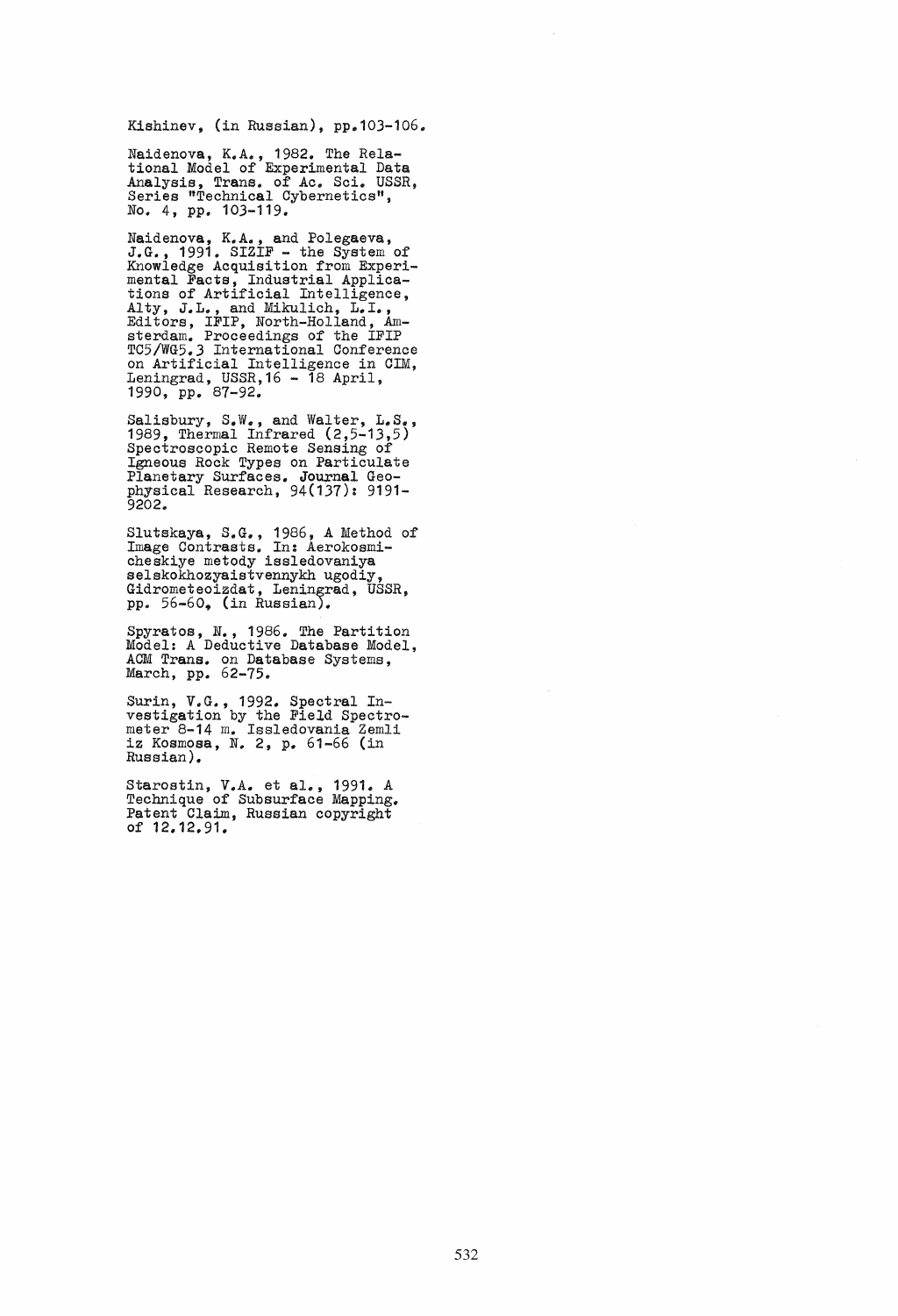Kishinev, (in Russian), pp.103-106.

Naidenova, K.A., 1982. The Relational Model of Experimental Data Analysis, Trans. of Ac. Sci. USSR, Series "Technical Cybernetics", No. 4, pp. 103-119.

Naidenova, K.A., and Polegaeva, J.G., 1991. SIZIF - the System of Knowledge Acquisition from Experimental Facts, Industrial Applications of Artificial Intelligence, Alty, J.L., and Mikulich, L.I., Editors, IFIP, North-Holland, Amsterdam. Proceedings of the IFIP TC5/WG5.3 International Conference on Artificial Intelligence in CIM, Leningrad, USSR, 16 - 18 April, 1990, pp. 87-92.

Salisbury, S.W., and Walter, L.S., 1989, Thermal Infrared (2,5-13,5) Spectroscopic Remote Sensing of Igneous Rock Types on Particulate Planetary Surfaces. Journal Geophysical Research, 94(137): 9191-9202.

Slutskaya, S.G., 1986, A Method of Image Contrasts. In: Aerokosmicheskiye metody issledovaniya selskokhozyaistvennykh ugodiy, Gidrometeoizdat, Leningrad, USSR, pp. 56-60, (in Russian).

Spyratos, N., 1986. The Partition Model: A Deductive Database Model, ACM Trans. on Database Systems, March, pp. 62-75.

Surin, V.G., 1992. Spectral Investigation by the Field Spectrometer 8-14 m. Issledovania Zemli iz Kosmosa, N. 2, p. 61-66 (in Russian).

Starostin, V.A. et al., 1991. A Technique of Subsurface Mapping. Patent Claim, Russian copyright of 12.12.91.